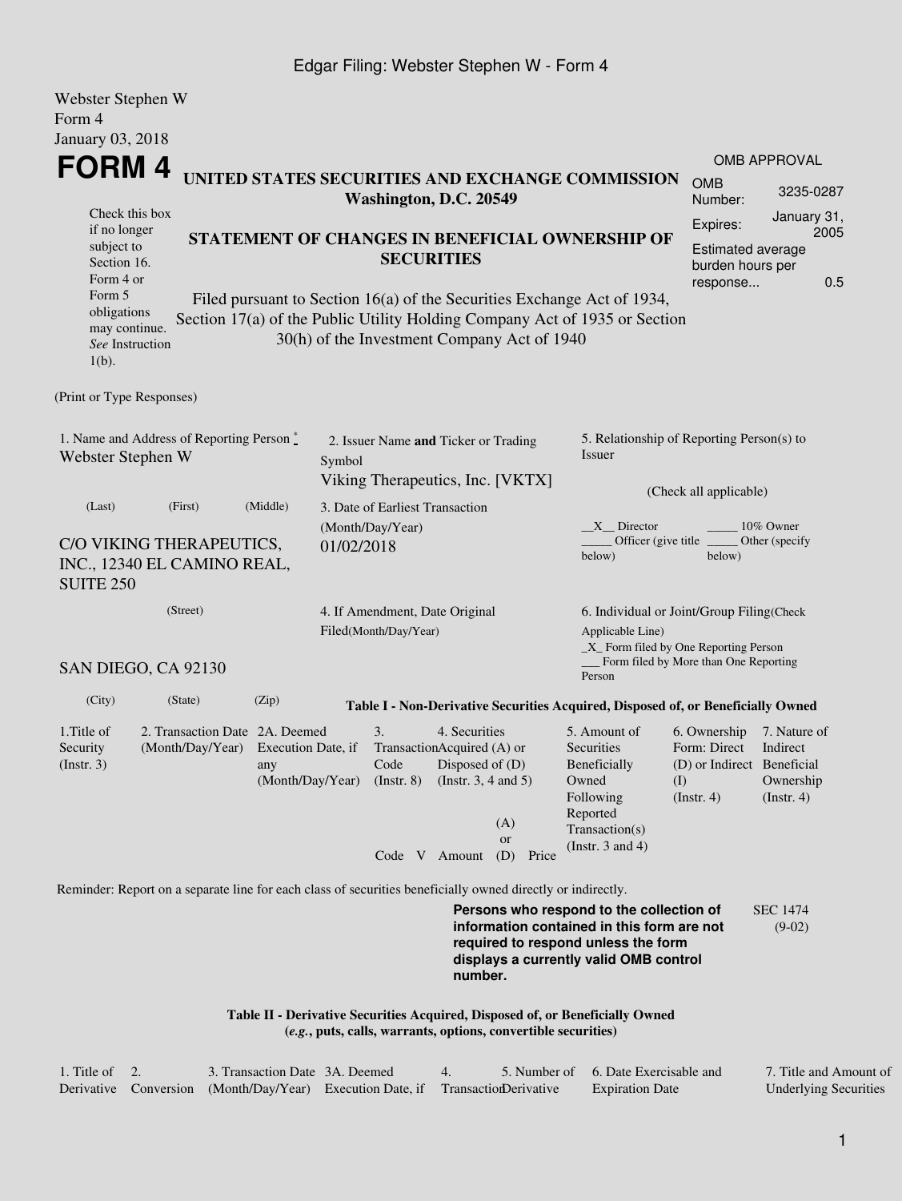Webster Stephen W
Form 4
January 03, 2018

# FORM 4

**UNITED STATES SECURITIES AND EXCHANGE COMMISSION**
**Washington, D.C. 20549**

| OMB APPROVAL | |
|---|---|
| OMB Number: | 3235-0287 |
| Expires: | January 31, 2005 |
| Estimated average burden hours per response... | 0.5 |

Check this box if no longer subject to Section 16. Form 4 or Form 5 obligations may continue. *See* Instruction 1(b).

**STATEMENT OF CHANGES IN BENEFICIAL OWNERSHIP OF SECURITIES**

Filed pursuant to Section 16(a) of the Securities Exchange Act of 1934, Section 17(a) of the Public Utility Holding Company Act of 1935 or Section 30(h) of the Investment Company Act of 1940

(Print or Type Responses)

1. Name and Address of Reporting Person *
Webster Stephen W

(Last) (First) (Middle)

C/O VIKING THERAPEUTICS, INC., 12340 EL CAMINO REAL, SUITE 250

(Street)

SAN DIEGO, CA 92130

(City) (State) (Zip)

2. Issuer Name **and** Ticker or Trading Symbol
Viking Therapeutics, Inc. [VKTX]

3. Date of Earliest Transaction (Month/Day/Year)
01/02/2018

4. If Amendment, Date Original Filed(Month/Day/Year)

5. Relationship of Reporting Person(s) to Issuer

(Check all applicable)

\_\_X\_\_ Director
\_\_\_\_\_ 10% Owner
\_\_\_\_\_ Officer (give title below)
\_\_\_\_\_ Other (specify below)

6. Individual or Joint/Group Filing(Check Applicable Line)
\_X\_ Form filed by One Reporting Person
\_\_\_ Form filed by More than One Reporting Person

**Table I - Non-Derivative Securities Acquired, Disposed of, or Beneficially Owned**

| 1.Title of Security (Instr. 3) | 2. Transaction Date (Month/Day/Year) | 2A. Deemed Execution Date, if any (Month/Day/Year) | 3. Transaction Code (Instr. 8) | | 4. Securities Acquired (A) or Disposed of (D) (Instr. 3, 4 and 5) | | | 5. Amount of Securities Beneficially Owned Following Reported Transaction(s) (Instr. 3 and 4) | 6. Ownership Form: Direct (D) or Indirect (I) (Instr. 4) | 7. Nature of Indirect Beneficial Ownership (Instr. 4) |
|---|---|---|---|---|---|---|---|---|---|---|
| | | | Code | V | Amount | (A) or (D) | Price | | | |

Reminder: Report on a separate line for each class of securities beneficially owned directly or indirectly.

**Persons who respond to the collection of information contained in this form are not required to respond unless the form displays a currently valid OMB control number.**

SEC 1474 (9-02)

**Table II - Derivative Securities Acquired, Disposed of, or Beneficially Owned**
**(*e.g.*, puts, calls, warrants, options, convertible securities)**

| 1. Title of Derivative | 2. Conversion | 3. Transaction Date (Month/Day/Year) | 3A. Deemed Execution Date, if | 4. Transaction | 5. Number of Derivative | 6. Date Exercisable and Expiration Date | 7. Title and Amount of Underlying Securities |
|---|---|---|---|---|---|---|---|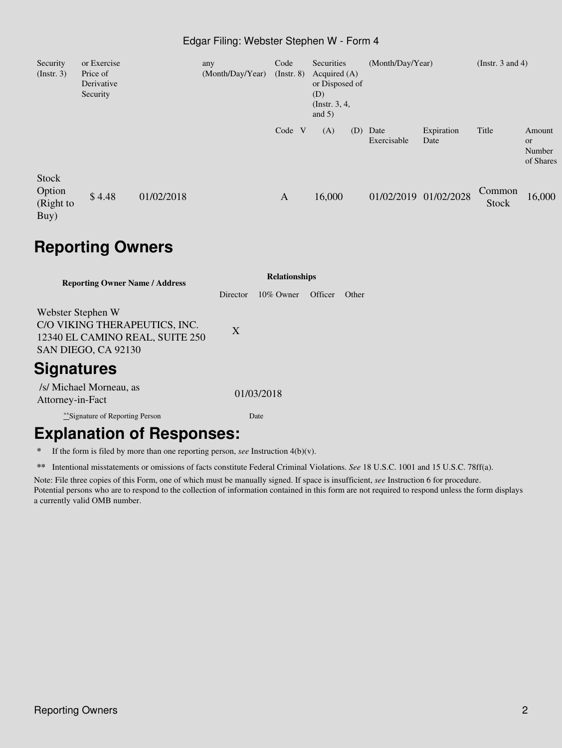| Security (Instr. 3) | or Exercise Price of Derivative Security | | any (Month/Day/Year) | Code (Instr. 8) | | Securities Acquired (A) or Disposed of (D) (Instr. 3, 4, and 5) | | (Month/Day/Year) | | (Instr. 3 and 4) | |
|---|---|---|---|---|---|---|---|---|---|---|---|
| | | | | Code | V | (A) | (D) | Date Exercisable | Expiration Date | Title | Amount or Number of Shares |
| Stock Option (Right to Buy) | $ 4.48 | 01/02/2018 | | A | | 16,000 | | 01/02/2019 | 01/02/2028 | Common Stock | 16,000 |

# Reporting Owners

| Reporting Owner Name / Address | Relationships | | | |
|---|---|---|---|---|
| | Director | 10% Owner | Officer | Other |
| Webster Stephen W<br>C/O VIKING THERAPEUTICS, INC.<br>12340 EL CAMINO REAL, SUITE 250<br>SAN DIEGO, CA 92130 | X | | | |

# Signatures

| | |
|---|---|
| /s/ Michael Morneau, as Attorney-in-Fact | 01/03/2018 |
| **Signature of Reporting Person | Date |

# Explanation of Responses:

* If the form is filed by more than one reporting person, *see* Instruction 4(b)(v).

** Intentional misstatements or omissions of facts constitute Federal Criminal Violations. *See* 18 U.S.C. 1001 and 15 U.S.C. 78ff(a).

Note: File three copies of this Form, one of which must be manually signed. If space is insufficient, *see* Instruction 6 for procedure.
Potential persons who are to respond to the collection of information contained in this form are not required to respond unless the form displays a currently valid OMB number.